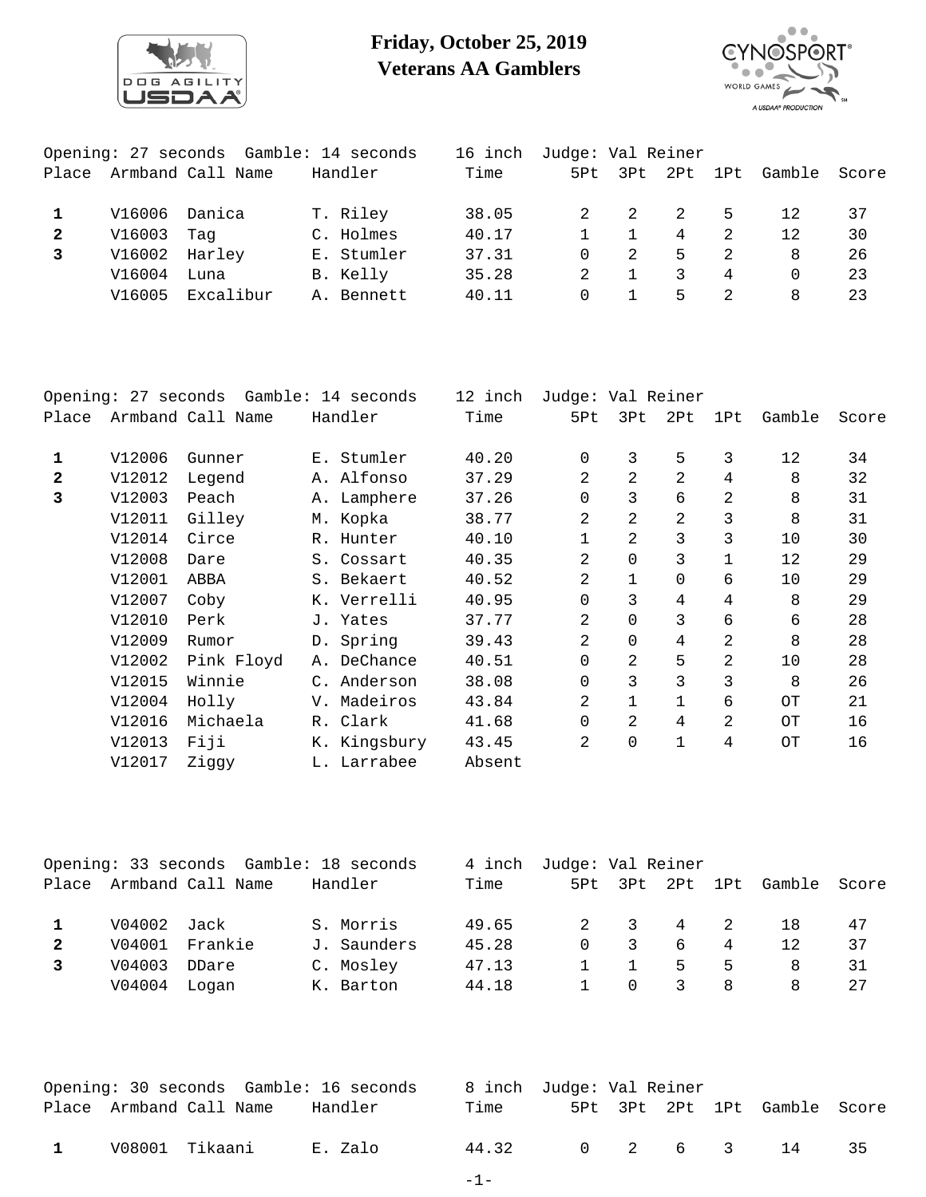# Friday, October 25, 2019
# Veterans AA Gamblers

Opening: 27 seconds  Gamble: 14 seconds  16 inch  Judge: Val Reiner

| Place | Armband | Call Name | Handler | Time | 5Pt | 3Pt | 2Pt | 1Pt | Gamble | Score |
|---|---|---|---|---|---|---|---|---|---|---|
| **1** | V16006 | Danica | T. Riley | 38.05 | 2 | 2 | 2 | 5 | 12 | 37 |
| **2** | V16003 | Tag | C. Holmes | 40.17 | 1 | 1 | 4 | 2 | 12 | 30 |
| **3** | V16002 | Harley | E. Stumler | 37.31 | 0 | 2 | 5 | 2 | 8 | 26 |
| | V16004 | Luna | B. Kelly | 35.28 | 2 | 1 | 3 | 4 | 0 | 23 |
| | V16005 | Excalibur | A. Bennett | 40.11 | 0 | 1 | 5 | 2 | 8 | 23 |

Opening: 27 seconds  Gamble: 14 seconds  12 inch  Judge: Val Reiner

| Place | Armband | Call Name | Handler | Time | 5Pt | 3Pt | 2Pt | 1Pt | Gamble | Score |
|---|---|---|---|---|---|---|---|---|---|---|
| **1** | V12006 | Gunner | E. Stumler | 40.20 | 0 | 3 | 5 | 3 | 12 | 34 |
| **2** | V12012 | Legend | A. Alfonso | 37.29 | 2 | 2 | 2 | 4 | 8 | 32 |
| **3** | V12003 | Peach | A. Lamphere | 37.26 | 0 | 3 | 6 | 2 | 8 | 31 |
| | V12011 | Gilley | M. Kopka | 38.77 | 2 | 2 | 2 | 3 | 8 | 31 |
| | V12014 | Circe | R. Hunter | 40.10 | 1 | 2 | 3 | 3 | 10 | 30 |
| | V12008 | Dare | S. Cossart | 40.35 | 2 | 0 | 3 | 1 | 12 | 29 |
| | V12001 | ABBA | S. Bekaert | 40.52 | 2 | 1 | 0 | 6 | 10 | 29 |
| | V12007 | Coby | K. Verrelli | 40.95 | 0 | 3 | 4 | 4 | 8 | 29 |
| | V12010 | Perk | J. Yates | 37.77 | 2 | 0 | 3 | 6 | 6 | 28 |
| | V12009 | Rumor | D. Spring | 39.43 | 2 | 0 | 4 | 2 | 8 | 28 |
| | V12002 | Pink Floyd | A. DeChance | 40.51 | 0 | 2 | 5 | 2 | 10 | 28 |
| | V12015 | Winnie | C. Anderson | 38.08 | 0 | 3 | 3 | 3 | 8 | 26 |
| | V12004 | Holly | V. Madeiros | 43.84 | 2 | 1 | 1 | 6 | OT | 21 |
| | V12016 | Michaela | R. Clark | 41.68 | 0 | 2 | 4 | 2 | OT | 16 |
| | V12013 | Fiji | K. Kingsbury | 43.45 | 2 | 0 | 1 | 4 | OT | 16 |
| | V12017 | Ziggy | L. Larrabee | Absent | | | | | | |

Opening: 33 seconds  Gamble: 18 seconds  4 inch  Judge: Val Reiner

| Place | Armband | Call Name | Handler | Time | 5Pt | 3Pt | 2Pt | 1Pt | Gamble | Score |
|---|---|---|---|---|---|---|---|---|---|---|
| **1** | V04002 | Jack | S. Morris | 49.65 | 2 | 3 | 4 | 2 | 18 | 47 |
| **2** | V04001 | Frankie | J. Saunders | 45.28 | 0 | 3 | 6 | 4 | 12 | 37 |
| **3** | V04003 | DDare | C. Mosley | 47.13 | 1 | 1 | 5 | 5 | 8 | 31 |
| | V04004 | Logan | K. Barton | 44.18 | 1 | 0 | 3 | 8 | 8 | 27 |

Opening: 30 seconds  Gamble: 16 seconds  8 inch  Judge: Val Reiner

| Place | Armband | Call Name | Handler | Time | 5Pt | 3Pt | 2Pt | 1Pt | Gamble | Score |
|---|---|---|---|---|---|---|---|---|---|---|
| **1** | V08001 | Tikaani | E. Zalo | 44.32 | 0 | 2 | 6 | 3 | 14 | 35 |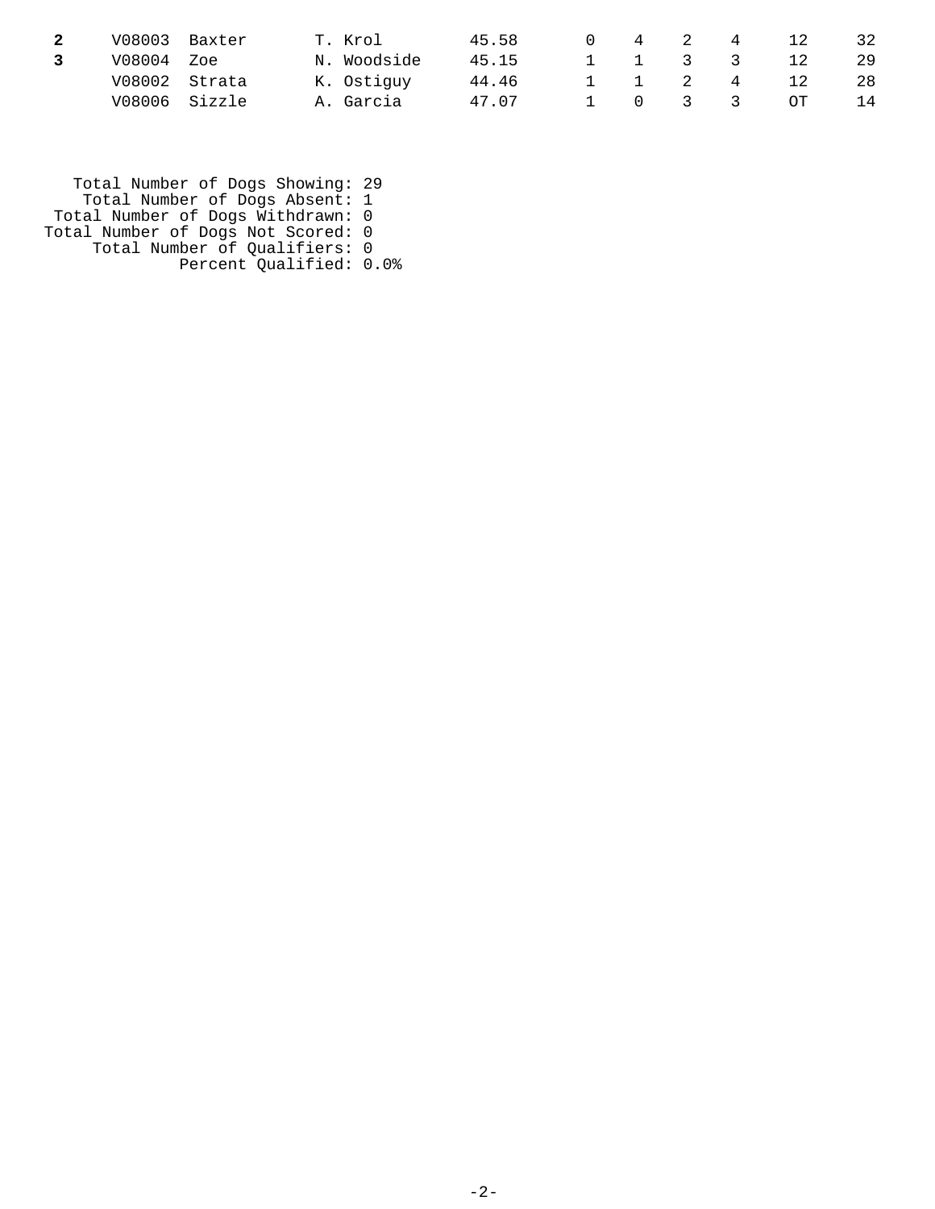| | | | | | | | | | | |
|---|---|---|---|---|---|---|---|---|---|---|
| **2** | V08003 | Baxter | T. Krol | 45.58 | 0 | 4 | 2 | 4 | 12 | 32 |
| **3** | V08004 | Zoe | N. Woodside | 45.15 | 1 | 1 | 3 | 3 | 12 | 29 |
| | V08002 | Strata | K. Ostiguy | 44.46 | 1 | 1 | 2 | 4 | 12 | 28 |
| | V08006 | Sizzle | A. Garcia | 47.07 | 1 | 0 | 3 | 3 | OT | 14 |

Total Number of Dogs Showing: 29
Total Number of Dogs Absent: 1
Total Number of Dogs Withdrawn: 0
Total Number of Dogs Not Scored: 0
Total Number of Qualifiers: 0
Percent Qualified: 0.0%